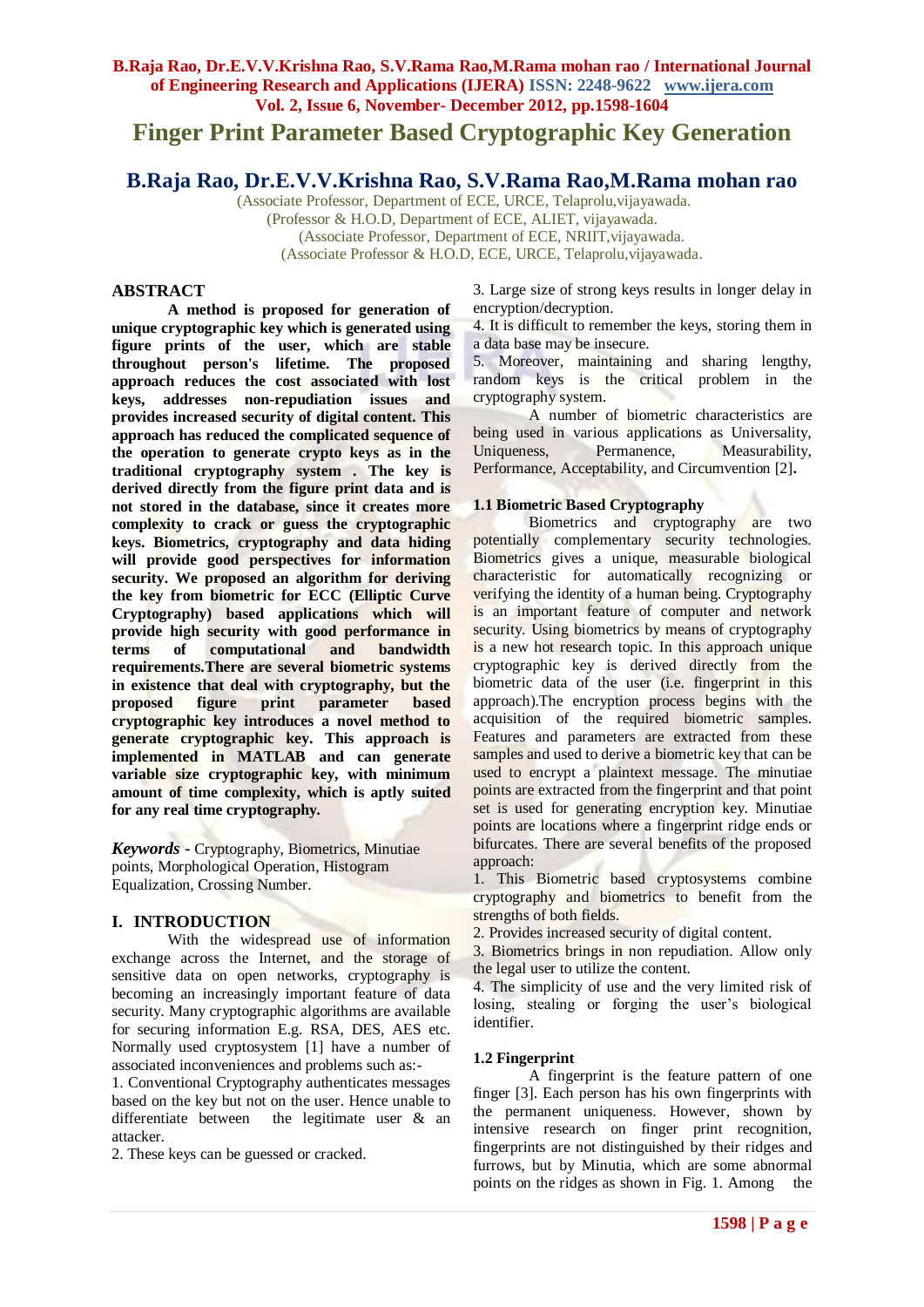# Finger Print Parameter Based Cryptographic Key Generation

## B.Raja Rao, Dr.E.V.V.Krishna Rao, S.V.Rama Rao,M.Rama mohan rao

(Associate Professor, Department of ECE, URCE, Telaprolu,vijayawada.
(Professor & H.O.D, Department of ECE, ALIET, vijayawada.
(Associate Professor, Department of ECE, NRIIT,vijayawada.
(Associate Professor & H.O.D, ECE, URCE, Telaprolu,vijayawada.

## ABSTRACT

**A method is proposed for generation of unique cryptographic key which is generated using figure prints of the user, which are stable throughout person's lifetime. The proposed approach reduces the cost associated with lost keys, addresses non-repudiation issues and provides increased security of digital content. This approach has reduced the complicated sequence of the operation to generate crypto keys as in the traditional cryptography system . The key is derived directly from the figure print data and is not stored in the database, since it creates more complexity to crack or guess the cryptographic keys. Biometrics, cryptography and data hiding will provide good perspectives for information security. We proposed an algorithm for deriving the key from biometric for ECC (Elliptic Curve Cryptography) based applications which will provide high security with good performance in terms of computational and bandwidth requirements.There are several biometric systems in existence that deal with cryptography, but the proposed figure print parameter based cryptographic key introduces a novel method to generate cryptographic key. This approach is implemented in MATLAB and can generate variable size cryptographic key, with minimum amount of time complexity, which is aptly suited for any real time cryptography.**

***Keywords* -** Cryptography, Biometrics, Minutiae points, Morphological Operation, Histogram Equalization, Crossing Number.

## I. INTRODUCTION

With the widespread use of information exchange across the Internet, and the storage of sensitive data on open networks, cryptography is becoming an increasingly important feature of data security. Many cryptographic algorithms are available for securing information E.g. RSA, DES, AES etc. Normally used cryptosystem [1] have a number of associated inconveniences and problems such as:-

1. Conventional Cryptography authenticates messages based on the key but not on the user. Hence unable to differentiate between the legitimate user & an attacker.
2. These keys can be guessed or cracked.
3. Large size of strong keys results in longer delay in encryption/decryption.
4. It is difficult to remember the keys, storing them in a data base may be insecure.
5. Moreover, maintaining and sharing lengthy, random keys is the critical problem in the cryptography system.

A number of biometric characteristics are being used in various applications as Universality, Uniqueness, Permanence, Measurability, Performance, Acceptability, and Circumvention [2]**.**

### 1.1 Biometric Based Cryptography

Biometrics and cryptography are two potentially complementary security technologies. Biometrics gives a unique, measurable biological characteristic for automatically recognizing or verifying the identity of a human being. Cryptography is an important feature of computer and network security. Using biometrics by means of cryptography is a new hot research topic. In this approach unique cryptographic key is derived directly from the biometric data of the user (i.e. fingerprint in this approach).The encryption process begins with the acquisition of the required biometric samples. Features and parameters are extracted from these samples and used to derive a biometric key that can be used to encrypt a plaintext message. The minutiae points are extracted from the fingerprint and that point set is used for generating encryption key. Minutiae points are locations where a fingerprint ridge ends or bifurcates. There are several benefits of the proposed approach:

1. This Biometric based cryptosystems combine cryptography and biometrics to benefit from the strengths of both fields.
2. Provides increased security of digital content.
3. Biometrics brings in non repudiation. Allow only the legal user to utilize the content.
4. The simplicity of use and the very limited risk of losing, stealing or forging the user's biological identifier.

### 1.2 Fingerprint

A fingerprint is the feature pattern of one finger [3]. Each person has his own fingerprints with the permanent uniqueness. However, shown by intensive research on finger print recognition, fingerprints are not distinguished by their ridges and furrows, but by Minutia, which are some abnormal points on the ridges as shown in Fig. 1. Among the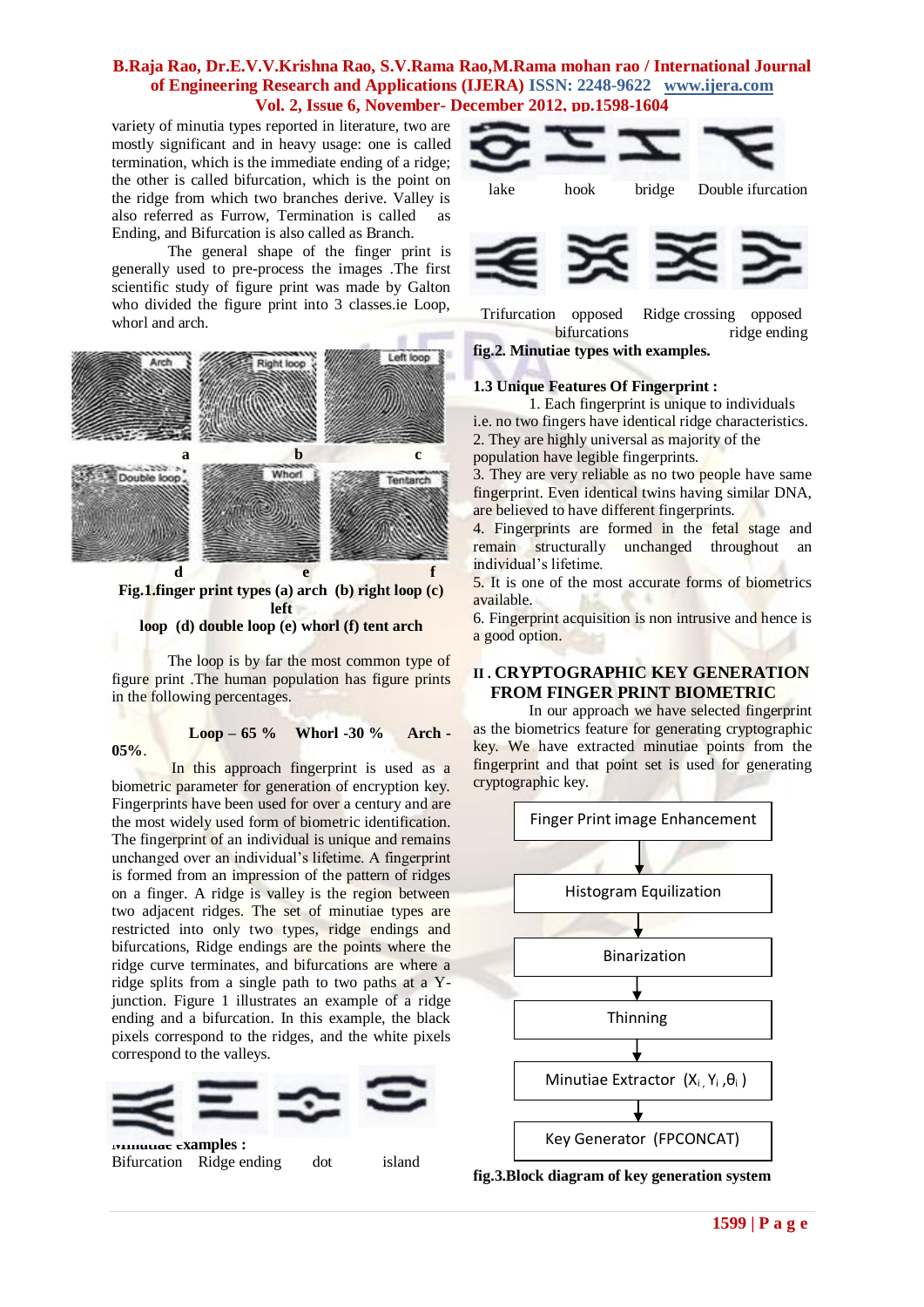variety of minutia types reported in literature, two are mostly significant and in heavy usage: one is called termination, which is the immediate ending of a ridge; the other is called bifurcation, which is the point on the ridge from which two branches derive. Valley is also referred as Furrow, Termination is called as Ending, and Bifurcation is also called as Branch.

The general shape of the finger print is generally used to pre-process the images .The first scientific study of figure print was made by Galton who divided the figure print into 3 classes.ie Loop, whorl and arch.

**Fig.1.finger print types (a) arch (b) right loop (c) left loop (d) double loop (e) whorl (f) tent arch**

The loop is by far the most common type of figure print .The human population has figure prints in the following percentages.

**Loop – 65 % Whorl -30 % Arch - 05%**.

In this approach fingerprint is used as a biometric parameter for generation of encryption key. Fingerprints have been used for over a century and are the most widely used form of biometric identification. The fingerprint of an individual is unique and remains unchanged over an individual's lifetime. A fingerprint is formed from an impression of the pattern of ridges on a finger. A ridge is valley is the region between two adjacent ridges. The set of minutiae types are restricted into only two types, ridge endings and bifurcations, Ridge endings are the points where the ridge curve terminates, and bifurcations are where a ridge splits from a single path to two paths at a Y-junction. Figure 1 illustrates an example of a ridge ending and a bifurcation. In this example, the black pixels correspond to the ridges, and the white pixels correspond to the valleys.

**Minutiae examples :**

Bifurcation Ridge ending dot island

lake hook bridge Double ifurcation

Trifurcation opposed bifurcations Ridge crossing opposed ridge ending

**fig.2. Minutiae types with examples.**

### 1.3 Unique Features Of Fingerprint :

1. Each fingerprint is unique to individuals i.e. no two fingers have identical ridge characteristics.
2. They are highly universal as majority of the population have legible fingerprints.
3. They are very reliable as no two people have same fingerprint. Even identical twins having similar DNA, are believed to have different fingerprints.
4. Fingerprints are formed in the fetal stage and remain structurally unchanged throughout an individual's lifetime.
5. It is one of the most accurate forms of biometrics available.
6. Fingerprint acquisition is non intrusive and hence is a good option.

## II . CRYPTOGRAPHIC KEY GENERATION FROM FINGER PRINT BIOMETRIC

In our approach we have selected fingerprint as the biometrics feature for generating cryptographic key. We have extracted minutiae points from the fingerprint and that point set is used for generating cryptographic key.

Finger Print image Enhancement → Histogram Equilization → Binarization → Thinning → Minutiae Extractor ($X_i$, $Y_i$, $\theta_i$) → Key Generator (FPCONCAT)

**fig.3.Block diagram of key generation system**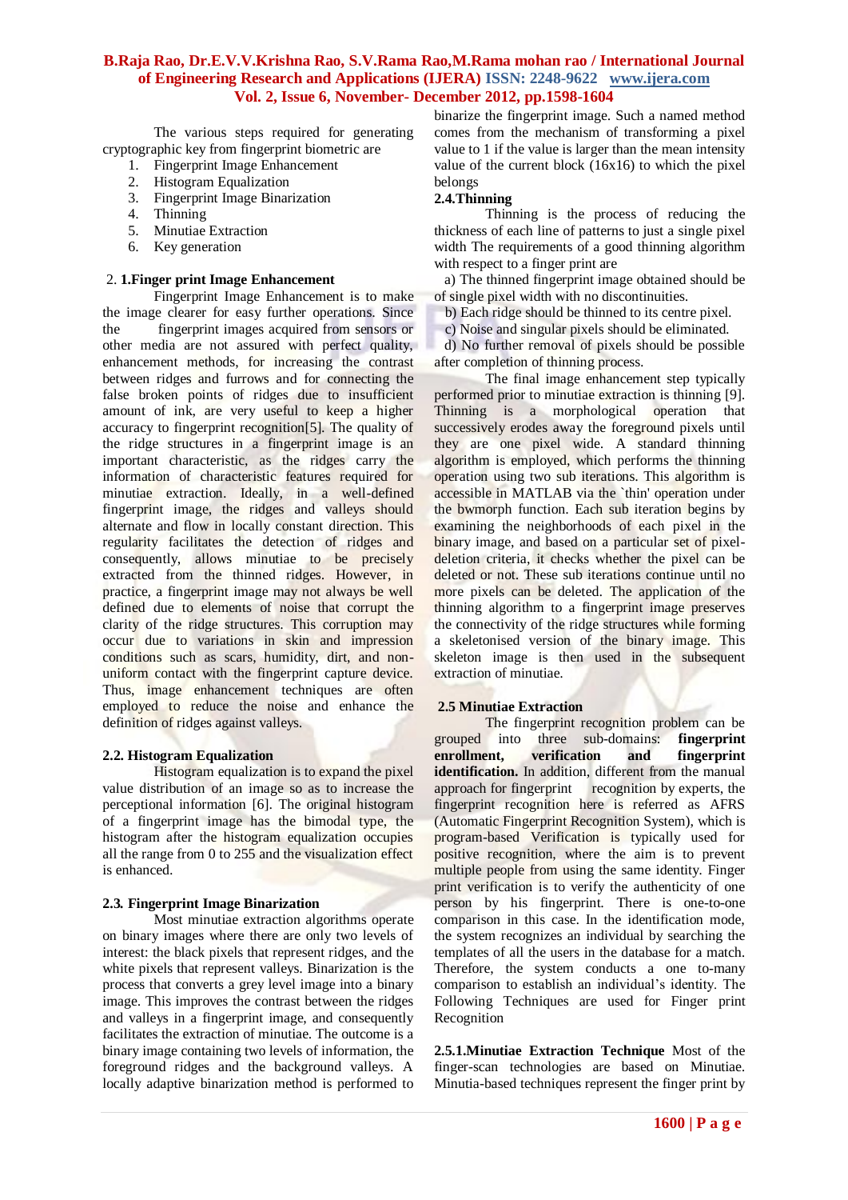The various steps required for generating cryptographic key from fingerprint biometric are

1. Fingerprint Image Enhancement
2. Histogram Equalization
3. Fingerprint Image Binarization
4. Thinning
5. Minutiae Extraction
6. Key generation

## 2. 1.Finger print Image Enhancement

Fingerprint Image Enhancement is to make the image clearer for easy further operations. Since the fingerprint images acquired from sensors or other media are not assured with perfect quality, enhancement methods, for increasing the contrast between ridges and furrows and for connecting the false broken points of ridges due to insufficient amount of ink, are very useful to keep a higher accuracy to fingerprint recognition[5]. The quality of the ridge structures in a fingerprint image is an important characteristic, as the ridges carry the information of characteristic features required for minutiae extraction. Ideally, in a well-defined fingerprint image, the ridges and valleys should alternate and flow in locally constant direction. This regularity facilitates the detection of ridges and consequently, allows minutiae to be precisely extracted from the thinned ridges. However, in practice, a fingerprint image may not always be well defined due to elements of noise that corrupt the clarity of the ridge structures. This corruption may occur due to variations in skin and impression conditions such as scars, humidity, dirt, and non-uniform contact with the fingerprint capture device. Thus, image enhancement techniques are often employed to reduce the noise and enhance the definition of ridges against valleys.

## 2.2. Histogram Equalization

Histogram equalization is to expand the pixel value distribution of an image so as to increase the perceptional information [6]. The original histogram of a fingerprint image has the bimodal type, the histogram after the histogram equalization occupies all the range from 0 to 255 and the visualization effect is enhanced.

## 2.3. Fingerprint Image Binarization

Most minutiae extraction algorithms operate on binary images where there are only two levels of interest: the black pixels that represent ridges, and the white pixels that represent valleys. Binarization is the process that converts a grey level image into a binary image. This improves the contrast between the ridges and valleys in a fingerprint image, and consequently facilitates the extraction of minutiae. The outcome is a binary image containing two levels of information, the foreground ridges and the background valleys. A locally adaptive binarization method is performed to binarize the fingerprint image. Such a named method comes from the mechanism of transforming a pixel value to 1 if the value is larger than the mean intensity value of the current block (16x16) to which the pixel belongs

## 2.4.Thinning

Thinning is the process of reducing the thickness of each line of patterns to just a single pixel width The requirements of a good thinning algorithm with respect to a finger print are

a) The thinned fingerprint image obtained should be of single pixel width with no discontinuities.

b) Each ridge should be thinned to its centre pixel.

c) Noise and singular pixels should be eliminated.

d) No further removal of pixels should be possible after completion of thinning process.

The final image enhancement step typically performed prior to minutiae extraction is thinning [9]. Thinning is a morphological operation that successively erodes away the foreground pixels until they are one pixel wide. A standard thinning algorithm is employed, which performs the thinning operation using two sub iterations. This algorithm is accessible in MATLAB via the `thin' operation under the bwmorph function. Each sub iteration begins by examining the neighborhoods of each pixel in the binary image, and based on a particular set of pixel-deletion criteria, it checks whether the pixel can be deleted or not. These sub iterations continue until no more pixels can be deleted. The application of the thinning algorithm to a fingerprint image preserves the connectivity of the ridge structures while forming a skeletonised version of the binary image. This skeleton image is then used in the subsequent extraction of minutiae.

## 2.5 Minutiae Extraction

The fingerprint recognition problem can be grouped into three sub-domains: **fingerprint enrollment, verification and fingerprint identification.** In addition, different from the manual approach for fingerprint recognition by experts, the fingerprint recognition here is referred as AFRS (Automatic Fingerprint Recognition System), which is program-based Verification is typically used for positive recognition, where the aim is to prevent multiple people from using the same identity. Finger print verification is to verify the authenticity of one person by his fingerprint. There is one-to-one comparison in this case. In the identification mode, the system recognizes an individual by searching the templates of all the users in the database for a match. Therefore, the system conducts a one to-many comparison to establish an individual's identity. The Following Techniques are used for Finger print Recognition

**2.5.1.Minutiae Extraction Technique** Most of the finger-scan technologies are based on Minutiae. Minutia-based techniques represent the finger print by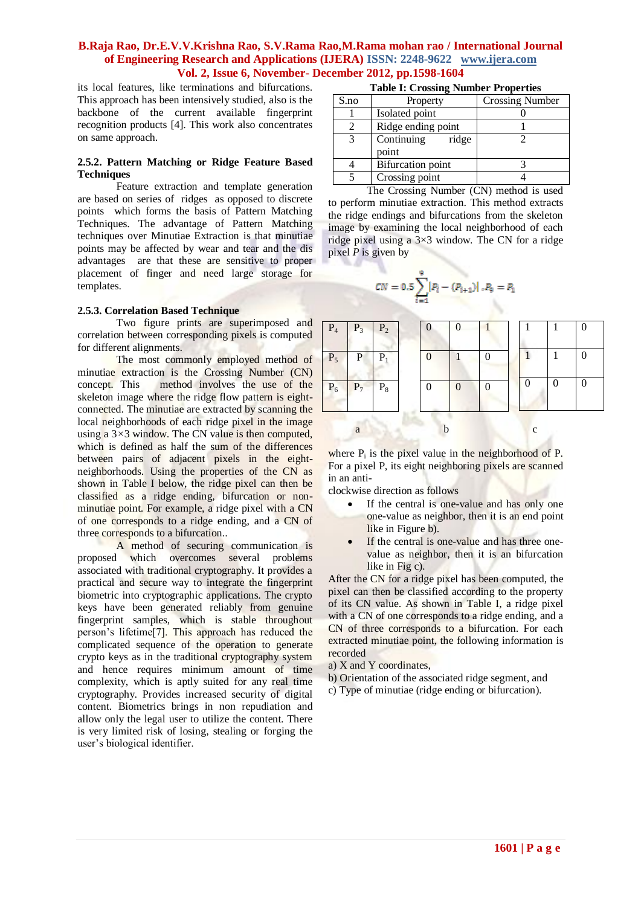its local features, like terminations and bifurcations. This approach has been intensively studied, also is the backbone of the current available fingerprint recognition products [4]. This work also concentrates on same approach.

### 2.5.2. Pattern Matching or Ridge Feature Based Techniques

Feature extraction and template generation are based on series of ridges as opposed to discrete points which forms the basis of Pattern Matching Techniques. The advantage of Pattern Matching techniques over Minutiae Extraction is that minutiae points may be affected by wear and tear and the dis advantages are that these are sensitive to proper placement of finger and need large storage for templates.

### 2.5.3. Correlation Based Technique

Two figure prints are superimposed and correlation between corresponding pixels is computed for different alignments.

The most commonly employed method of minutiae extraction is the Crossing Number (CN) concept. This method involves the use of the skeleton image where the ridge flow pattern is eight-connected. The minutiae are extracted by scanning the local neighborhoods of each ridge pixel in the image using a 3×3 window. The CN value is then computed, which is defined as half the sum of the differences between pairs of adjacent pixels in the eight-neighborhoods. Using the properties of the CN as shown in Table I below, the ridge pixel can then be classified as a ridge ending, bifurcation or non-minutiae point. For example, a ridge pixel with a CN of one corresponds to a ridge ending, and a CN of three corresponds to a bifurcation..

A method of securing communication is proposed which overcomes several problems associated with traditional cryptography. It provides a practical and secure way to integrate the fingerprint biometric into cryptographic applications. The crypto keys have been generated reliably from genuine fingerprint samples, which is stable throughout person's lifetime[7]. This approach has reduced the complicated sequence of the operation to generate crypto keys as in the traditional cryptography system and hence requires minimum amount of time complexity, which is aptly suited for any real time cryptography. Provides increased security of digital content. Biometrics brings in non repudiation and allow only the legal user to utilize the content. There is very limited risk of losing, stealing or forging the user's biological identifier.

**Table I: Crossing Number Properties**

| S.no | Property | Crossing Number |
|---|---|---|
| 1 | Isolated point | 0 |
| 2 | Ridge ending point | 1 |
| 3 | Continuing ridge point | 2 |
| 4 | Bifurcation point | 3 |
| 5 | Crossing point | 4 |

The Crossing Number (CN) method is used to perform minutiae extraction. This method extracts the ridge endings and bifurcations from the skeleton image by examining the local neighborhood of each ridge pixel using a 3×3 window. The CN for a ridge pixel *P* is given by

$$CN = 0.5 \sum_{i=1}^{8} |P_i - (P_{i+1})|, P_9 = P_1$$

| $P_4$ | $P_3$ | $P_2$ |
|---|---|---|
| $P_5$ | P | $P_1$ |
| $P_6$ | $P_7$ | $P_8$ |

a

| 0 | 0 | 1 |
|---|---|---|
| 0 | 1 | 0 |
| 0 | 0 | 0 |

b

| 1 | 1 | 0 |
|---|---|---|
| 1 | 1 | 0 |
| 0 | 0 | 0 |

c

where $P_i$ is the pixel value in the neighborhood of P. For a pixel P, its eight neighboring pixels are scanned in an anti-
clockwise direction as follows

- If the central is one-value and has only one one-value as neighbor, then it is an end point like in Figure b).
- If the central is one-value and has three one-value as neighbor, then it is an bifurcation like in Fig c).

After the CN for a ridge pixel has been computed, the pixel can then be classified according to the property of its CN value. As shown in Table I, a ridge pixel with a CN of one corresponds to a ridge ending, and a CN of three corresponds to a bifurcation. For each extracted minutiae point, the following information is recorded

a) X and Y coordinates,

b) Orientation of the associated ridge segment, and

c) Type of minutiae (ridge ending or bifurcation).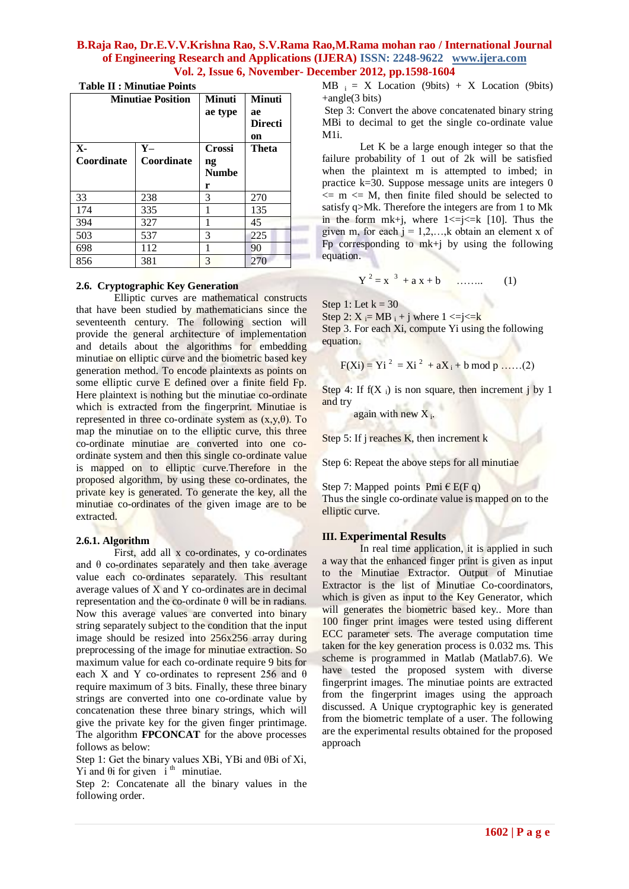**Table II : Minutiae Points**

| Minutiae Position | | Minutiae type | Minutiae Direction |
|---|---|---|---|
| X-Coordinate | Y–Coordinate | Crossing Number | Theta |
| 33 | 238 | 3 | 270 |
| 174 | 335 | 1 | 135 |
| 394 | 327 | 1 | 45 |
| 503 | 537 | 3 | 225 |
| 698 | 112 | 1 | 90 |
| 856 | 381 | 3 | 270 |

### 2.6. Cryptographic Key Generation

Elliptic curves are mathematical constructs that have been studied by mathematicians since the seventeenth century. The following section will provide the general architecture of implementation and details about the algorithms for embedding minutiae on elliptic curve and the biometric based key generation method. To encode plaintexts as points on some elliptic curve E defined over a finite field Fp. Here plaintext is nothing but the minutiae co-ordinate which is extracted from the fingerprint. Minutiae is represented in three co-ordinate system as $(x,y,\theta)$. To map the minutiae on to the elliptic curve, this three co-ordinate minutiae are converted into one co-ordinate system and then this single co-ordinate value is mapped on to elliptic curve.Therefore in the proposed algorithm, by using these co-ordinates, the private key is generated. To generate the key, all the minutiae co-ordinates of the given image are to be extracted.

#### 2.6.1. Algorithm

First, add all x co-ordinates, y co-ordinates and θ co-ordinates separately and then take average value each co-ordinates separately. This resultant average values of X and Y co-ordinates are in decimal representation and the co-ordinate θ will be in radians. Now this average values are converted into binary string separately subject to the condition that the input image should be resized into 256x256 array during preprocessing of the image for minutiae extraction. So maximum value for each co-ordinate require 9 bits for each X and Y co-ordinates to represent 256 and θ require maximum of 3 bits. Finally, these three binary strings are converted into one co-ordinate value by concatenation these three binary strings, which will give the private key for the given finger printimage. The algorithm **FPCONCAT** for the above processes follows as below:

Step 1: Get the binary values XBi, YBi and θBi of Xi, Yi and θi for given $i^{th}$ minutiae.

Step 2: Concatenate all the binary values in the following order.

$MB_i$ = X Location (9bits) + X Location (9bits) +angle(3 bits)

Step 3: Convert the above concatenated binary string MBi to decimal to get the single co-ordinate value M1i.

Let K be a large enough integer so that the failure probability of 1 out of 2k will be satisfied when the plaintext m is attempted to imbed; in practice k=30. Suppose message units are integers 0 <= m <= M, then finite filed should be selected to satisfy q>Mk. Therefore the integers are from 1 to Mk in the form mk+j, where 1<=j<=k [10]. Thus the given m, for each j = 1,2,…,k obtain an element x of Fp corresponding to mk+j by using the following equation.

$$Y^2 = x^3 + a x + b \quad …….. \quad (1)$$

Step 1: Let k = 30

Step 2: $X_i = MB_i + j$ where 1 <=j<=k

Step 3. For each Xi, compute Yi using the following equation.

$$F(Xi) = Yi^2 = Xi^2 + aX_i + b \bmod p \quad ……(2)$$

Step 4: If $f(X_i)$ is non square, then increment j by 1 and try again with new $X_i$.

Step 5: If j reaches K, then increment k

Step 6: Repeat the above steps for all minutiae

Step 7: Mapped points Pmi € E(F q)

Thus the single co-ordinate value is mapped on to the elliptic curve.

## III. Experimental Results

In real time application, it is applied in such a way that the enhanced finger print is given as input to the Minutiae Extractor. Output of Minutiae Extractor is the list of Minutiae Co-coordinators, which is given as input to the Key Generator, which will generates the biometric based key.. More than 100 finger print images were tested using different ECC parameter sets. The average computation time taken for the key generation process is 0.032 ms. This scheme is programmed in Matlab (Matlab7.6). We have tested the proposed system with diverse fingerprint images. The minutiae points are extracted from the fingerprint images using the approach discussed. A Unique cryptographic key is generated from the biometric template of a user. The following are the experimental results obtained for the proposed approach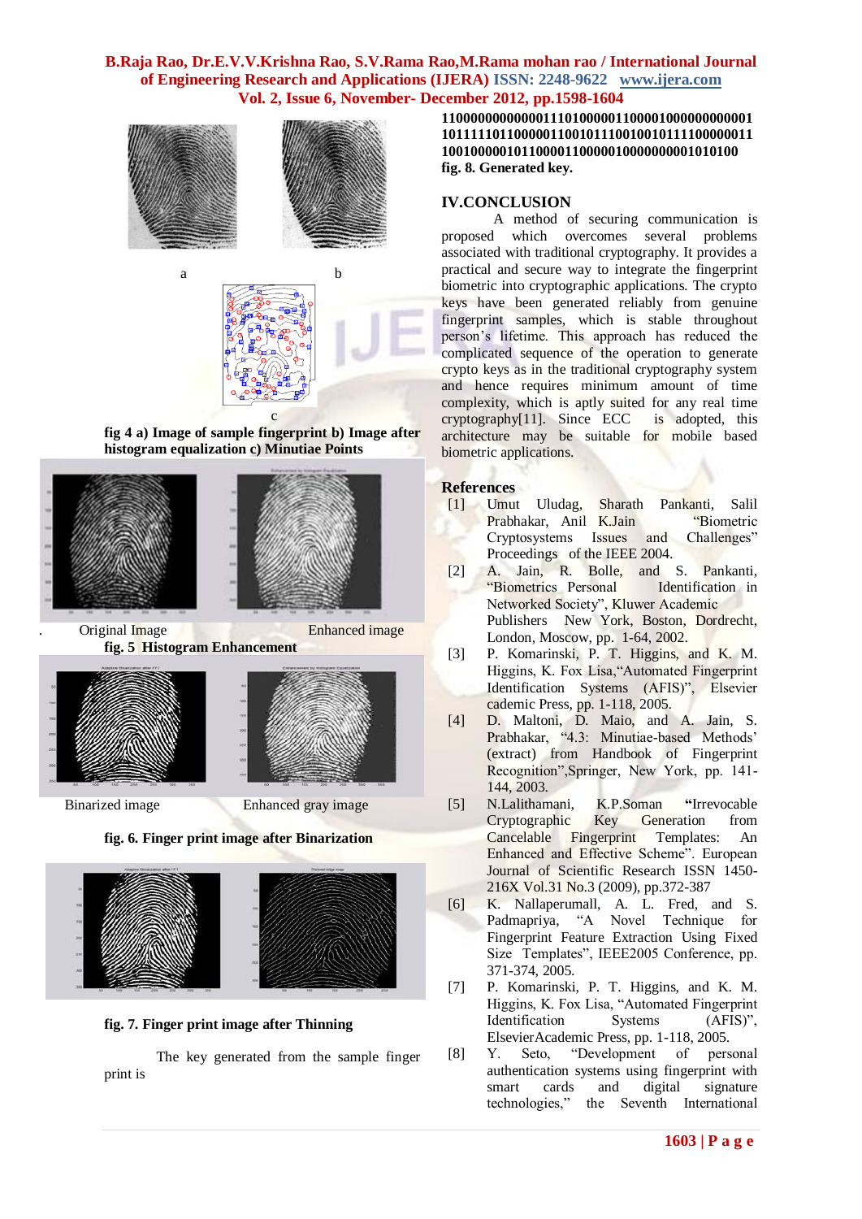a b

c

**fig 4 a) Image of sample fingerprint b) Image after histogram equalization c) Minutiae Points**

Original Image Enhanced image

**fig. 5 Histogram Enhancement**

Binarized image Enhanced gray image

**fig. 6. Finger print image after Binarization**

**fig. 7. Finger print image after Thinning**

The key generated from the sample finger print is

**110000000000001110100000110000100000000000001 101111101100000110010111001001011110000011 10010000010110000110000010000000001010100**

**fig. 8. Generated key.**

## IV.CONCLUSION

A method of securing communication is proposed which overcomes several problems associated with traditional cryptography. It provides a practical and secure way to integrate the fingerprint biometric into cryptographic applications. The crypto keys have been generated reliably from genuine fingerprint samples, which is stable throughout person's lifetime. This approach has reduced the complicated sequence of the operation to generate crypto keys as in the traditional cryptography system and hence requires minimum amount of time complexity, which is aptly suited for any real time cryptography[11]. Since ECC is adopted, this architecture may be suitable for mobile based biometric applications.

## References

[1] Umut Uludag, Sharath Pankanti, Salil Prabhakar, Anil K.Jain "Biometric Cryptosystems Issues and Challenges" Proceedings of the IEEE 2004.

[2] A. Jain, R. Bolle, and S. Pankanti, "Biometrics Personal Identification in Networked Society", Kluwer Academic Publishers New York, Boston, Dordrecht, London, Moscow, pp. 1-64, 2002.

[3] P. Komarinski, P. T. Higgins, and K. M. Higgins, K. Fox Lisa,"Automated Fingerprint Identification Systems (AFIS)", Elsevier cademic Press, pp. 1-118, 2005.

[4] D. Maltoni, D. Maio, and A. Jain, S. Prabhakar, "4.3: Minutiae-based Methods' (extract) from Handbook of Fingerprint Recognition",Springer, New York, pp. 141-144, 2003.

[5] N.Lalithamani, K.P.Soman **"**Irrevocable Cryptographic Key Generation from Cancelable Fingerprint Templates: An Enhanced and Effective Scheme". European Journal of Scientific Research ISSN 1450-216X Vol.31 No.3 (2009), pp.372-387

[6] K. Nallaperumall, A. L. Fred, and S. Padmapriya, "A Novel Technique for Fingerprint Feature Extraction Using Fixed Size Templates", IEEE2005 Conference, pp. 371-374, 2005.

[7] P. Komarinski, P. T. Higgins, and K. M. Higgins, K. Fox Lisa, "Automated Fingerprint Identification Systems (AFIS)", ElsevierAcademic Press, pp. 1-118, 2005.

[8] Y. Seto, "Development of personal authentication systems using fingerprint with smart cards and digital signature technologies," the Seventh International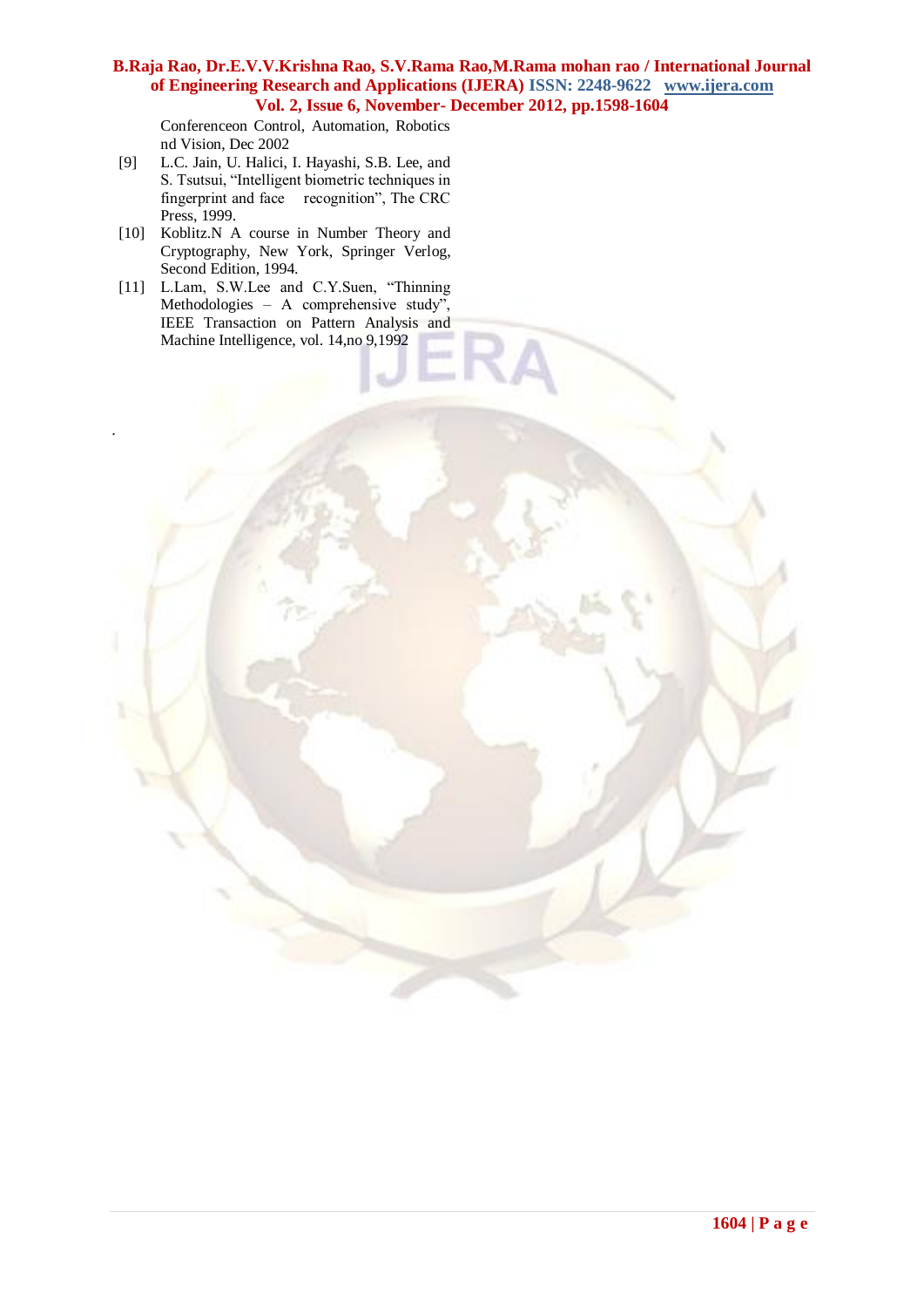Conferenceon Control, Automation, Robotics nd Vision, Dec 2002

[9] L.C. Jain, U. Halici, I. Hayashi, S.B. Lee, and S. Tsutsui, "Intelligent biometric techniques in fingerprint and face recognition", The CRC Press, 1999.

[10] Koblitz.N A course in Number Theory and Cryptography, New York, Springer Verlog, Second Edition, 1994.

[11] L.Lam, S.W.Lee and C.Y.Suen, "Thinning Methodologies – A comprehensive study", IEEE Transaction on Pattern Analysis and Machine Intelligence, vol. 14,no 9,1992

.